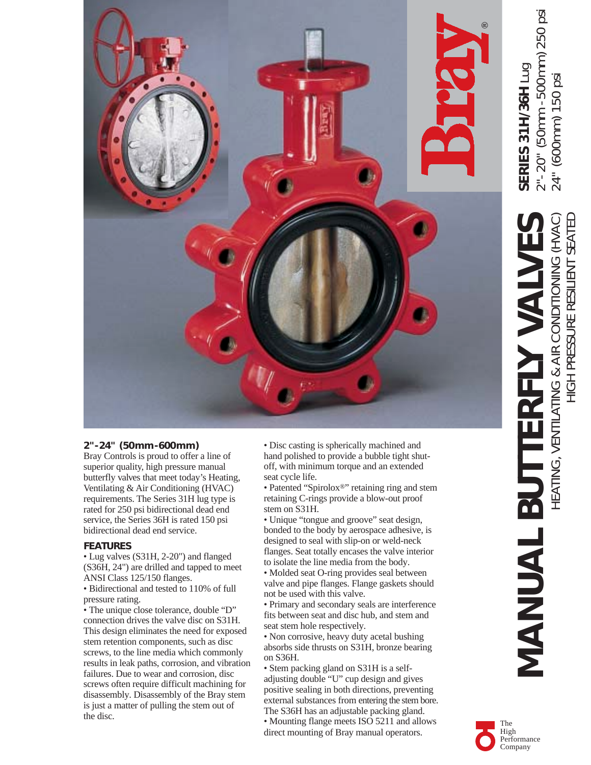# MANUAL BUTTERFLY VALVES

HEATING, VENTILATING & AIR CONDITIONING (HVAC)

HIGH PRESSURE RESILIENT SEATED

**SERIES 31H/36H** Lug

2"- 20" (50mm -500mm) 250 psi

24" (600mm) 150 psi

Bray®

## 2"-24" (50mm-600mm)

Bray Controls is proud to offer a line of superior quality, high pressure manual butterfly valves that meet today's Heating, Ventilating & Air Conditioning (HVAC) requirements. The Series 31H lug type is rated for 250 psi bidirectional dead end service, the Series 36H is rated 150 psi bidirectional dead end service.

## FEATURES

- Lug valves (S31H, 2-20") and flanged (S36H, 24") are drilled and tapped to meet ANSI Class 125/150 flanges.
- Bidirectional and tested to 110% of full pressure rating.
- The unique close tolerance, double "D" connection drives the valve disc on S31H. This design eliminates the need for exposed stem retention components, such as disc screws, to the line media which commonly results in leak paths, corrosion, and vibration failures. Due to wear and corrosion, disc screws often require difficult machining for disassembly. Disassembly of the Bray stem is just a matter of pulling the stem out of the disc.
- Disc casting is spherically machined and hand polished to provide a bubble tight shut-off, with minimum torque and an extended seat cycle life.
- Patented "Spirolox®" retaining ring and stem retaining C-rings provide a blow-out proof stem on S31H.
- Unique "tongue and groove" seat design, bonded to the body by aerospace adhesive, is designed to seal with slip-on or weld-neck flanges. Seat totally encases the valve interior to isolate the line media from the body.
- Molded seat O-ring provides seal between valve and pipe flanges. Flange gaskets should not be used with this valve.
- Primary and secondary seals are interference fits between seat and disc hub, and stem and seat stem hole respectively.
- Non corrosive, heavy duty acetal bushing absorbs side thrusts on S31H, bronze bearing on S36H.
- Stem packing gland on S31H is a self-adjusting double "U" cup design and gives positive sealing in both directions, preventing external substances from entering the stem bore. The S36H has an adjustable packing gland.
- Mounting flange meets ISO 5211 and allows direct mounting of Bray manual operators.

The High Performance Company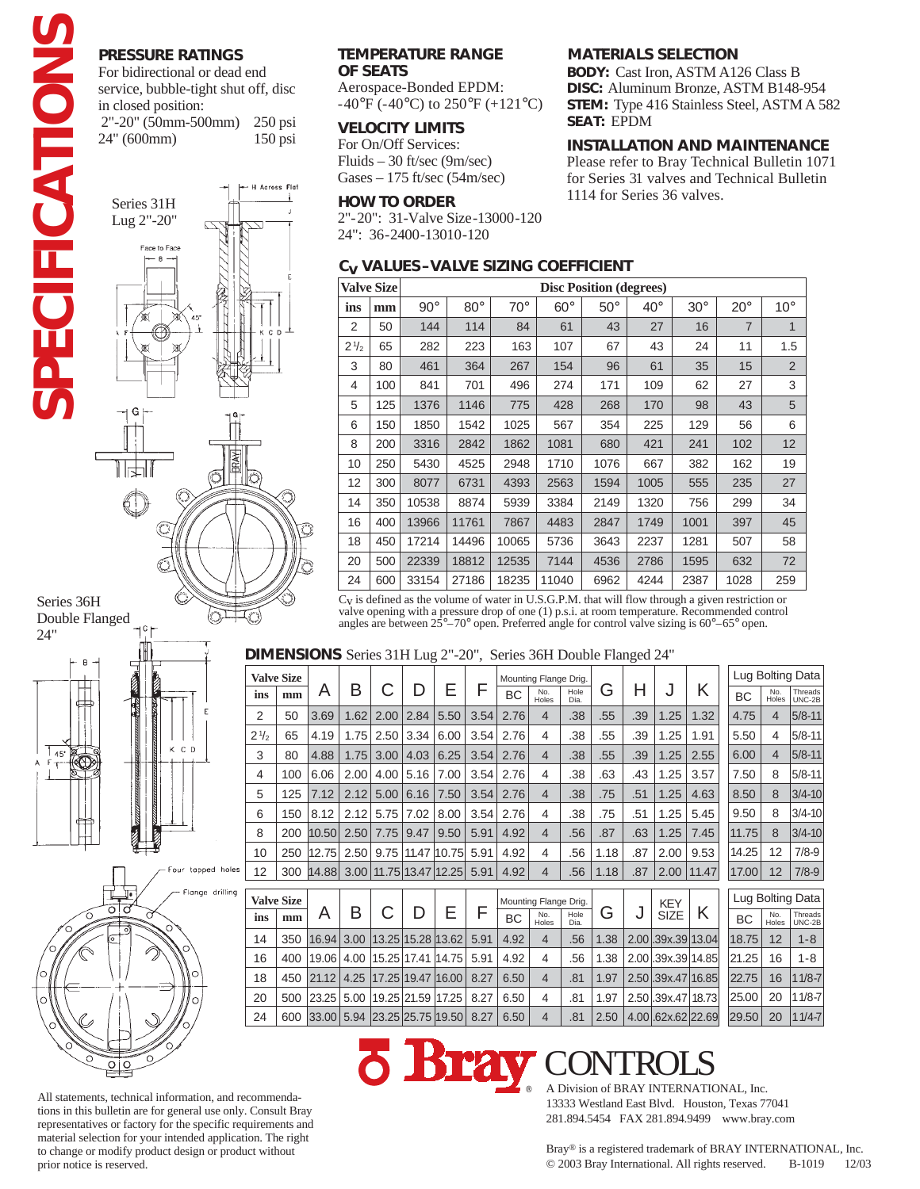# SPECIFICATIONS

## PRESSURE RATINGS

For bidirectional or dead end service, bubble-tight shut off, disc in closed position:

| | |
|---|---|
| 2"-20" (50mm-500mm) | 250 psi |
| 24" (600mm) | 150 psi |

Series 31H Lug 2"-20"

Series 36H Double Flanged 24"

## TEMPERATURE RANGE OF SEATS

Aerospace-Bonded EPDM:
-40°F (-40°C) to 250°F (+121°C)

## VELOCITY LIMITS

For On/Off Services:
Fluids – 30 ft/sec (9m/sec)
Gases – 175 ft/sec (54m/sec)

## HOW TO ORDER

2"-20": 31-Valve Size-13000-120
24": 36-2400-13010-120

## MATERIALS SELECTION

**BODY:** Cast Iron, ASTM A126 Class B
**DISC:** Aluminum Bronze, ASTM B148-954
**STEM:** Type 416 Stainless Steel, ASTM A 582
**SEAT:** EPDM

## INSTALLATION AND MAINTENANCE

Please refer to Bray Technical Bulletin 1071 for Series 31 valves and Technical Bulletin 1114 for Series 36 valves.

## $C_V$ VALUES–VALVE SIZING COEFFICIENT

| Valve Size | | Disc Position (degrees) | | | | | | | | |
|---|---|---|---|---|---|---|---|---|---|---|
| ins | mm | 90° | 80° | 70° | 60° | 50° | 40° | 30° | 20° | 10° |
| 2 | 50 | 144 | 114 | 84 | 61 | 43 | 27 | 16 | 7 | 1 |
| 2½ | 65 | 282 | 223 | 163 | 107 | 67 | 43 | 24 | 11 | 1.5 |
| 3 | 80 | 461 | 364 | 267 | 154 | 96 | 61 | 35 | 15 | 2 |
| 4 | 100 | 841 | 701 | 496 | 274 | 171 | 109 | 62 | 27 | 3 |
| 5 | 125 | 1376 | 1146 | 775 | 428 | 268 | 170 | 98 | 43 | 5 |
| 6 | 150 | 1850 | 1542 | 1025 | 567 | 354 | 225 | 129 | 56 | 6 |
| 8 | 200 | 3316 | 2842 | 1862 | 1081 | 680 | 421 | 241 | 102 | 12 |
| 10 | 250 | 5430 | 4525 | 2948 | 1710 | 1076 | 667 | 382 | 162 | 19 |
| 12 | 300 | 8077 | 6731 | 4393 | 2563 | 1594 | 1005 | 555 | 235 | 27 |
| 14 | 350 | 10538 | 8874 | 5939 | 3384 | 2149 | 1320 | 756 | 299 | 34 |
| 16 | 400 | 13966 | 11761 | 7867 | 4483 | 2847 | 1749 | 1001 | 397 | 45 |
| 18 | 450 | 17214 | 14496 | 10065 | 5736 | 3643 | 2237 | 1281 | 507 | 58 |
| 20 | 500 | 22339 | 18812 | 12535 | 7144 | 4536 | 2786 | 1595 | 632 | 72 |
| 24 | 600 | 33154 | 27186 | 18235 | 11040 | 6962 | 4244 | 2387 | 1028 | 259 |

$C_V$ is defined as the volume of water in U.S.G.P.M. that will flow through a given restriction or valve opening with a pressure drop of one (1) p.s.i. at room temperature. Recommended control angles are between 25°–70° open. Preferred angle for control valve sizing is 60°–65° open.

## DIMENSIONS Series 31H Lug 2"-20", Series 36H Double Flanged 24"

| Valve Size | | A | B | C | D | E | F | Mounting Flange Drig. | | | G | H | J | K | Lug Bolting Data | | |
|---|---|---|---|---|---|---|---|---|---|---|---|---|---|---|---|---|---|
| ins | mm | | | | | | | BC | No. Holes | Hole Dia. | | | | | BC | No. Holes | Threads UNC-2B |
| 2 | 50 | 3.69 | 1.62 | 2.00 | 2.84 | 5.50 | 3.54 | 2.76 | 4 | .38 | .55 | .39 | 1.25 | 1.32 | 4.75 | 4 | 5/8-11 |
| 2½ | 65 | 4.19 | 1.75 | 2.50 | 3.34 | 6.00 | 3.54 | 2.76 | 4 | .38 | .55 | .39 | 1.25 | 1.91 | 5.50 | 4 | 5/8-11 |
| 3 | 80 | 4.88 | 1.75 | 3.00 | 4.03 | 6.25 | 3.54 | 2.76 | 4 | .38 | .55 | .39 | 1.25 | 2.55 | 6.00 | 4 | 5/8-11 |
| 4 | 100 | 6.06 | 2.00 | 4.00 | 5.16 | 7.00 | 3.54 | 2.76 | 4 | .38 | .63 | .43 | 1.25 | 3.57 | 7.50 | 8 | 5/8-11 |
| 5 | 125 | 7.12 | 2.12 | 5.00 | 6.16 | 7.50 | 3.54 | 2.76 | 4 | .38 | .75 | .51 | 1.25 | 4.63 | 8.50 | 8 | 3/4-10 |
| 6 | 150 | 8.12 | 2.12 | 5.75 | 7.02 | 8.00 | 3.54 | 2.76 | 4 | .38 | .75 | .51 | 1.25 | 5.45 | 9.50 | 8 | 3/4-10 |
| 8 | 200 | 10.50 | 2.50 | 7.75 | 9.47 | 9.50 | 5.91 | 4.92 | 4 | .56 | .87 | .63 | 1.25 | 7.45 | 11.75 | 8 | 3/4-10 |
| 10 | 250 | 12.75 | 2.50 | 9.75 | 11.47 | 10.75 | 5.91 | 4.92 | 4 | .56 | 1.18 | .87 | 2.00 | 9.53 | 14.25 | 12 | 7/8-9 |
| 12 | 300 | 14.88 | 3.00 | 11.75 | 13.47 | 12.25 | 5.91 | 4.92 | 4 | .56 | 1.18 | .87 | 2.00 | 11.47 | 17.00 | 12 | 7/8-9 |

| Valve Size | | A | B | C | D | E | F | Mounting Flange Drig. | | | G | J | KEY SIZE | K | Lug Bolting Data | | |
|---|---|---|---|---|---|---|---|---|---|---|---|---|---|---|---|---|---|
| ins | mm | | | | | | | BC | No. Holes | Hole Dia. | | | | | BC | No. Holes | Threads UNC-2B |
| 14 | 350 | 16.94 | 3.00 | 13.25 | 15.28 | 13.62 | 5.91 | 4.92 | 4 | .56 | 1.38 | 2.00 | .39x.39 | 13.04 | 18.75 | 12 | 1-8 |
| 16 | 400 | 19.06 | 4.00 | 15.25 | 17.41 | 14.75 | 5.91 | 4.92 | 4 | .56 | 1.38 | 2.00 | .39x.39 | 14.85 | 21.25 | 16 | 1-8 |
| 18 | 450 | 21.12 | 4.25 | 17.25 | 19.47 | 16.00 | 8.27 | 6.50 | 4 | .81 | 1.97 | 2.50 | .39x.47 | 16.85 | 22.75 | 16 | 1 1/8-7 |
| 20 | 500 | 23.25 | 5.00 | 19.25 | 21.59 | 17.25 | 8.27 | 6.50 | 4 | .81 | 1.97 | 2.50 | .39x.47 | 18.73 | 25.00 | 20 | 1 1/8-7 |
| 24 | 600 | 33.00 | 5.94 | 23.25 | 25.75 | 19.50 | 8.27 | 6.50 | 4 | .81 | 2.50 | 4.00 | .62x.62 | 22.69 | 29.50 | 20 | 1 1/4-7 |

All statements, technical information, and recommendations in this bulletin are for general use only. Consult Bray representatives or factory for the specific requirements and material selection for your intended application. The right to change or modify product design or product without prior notice is reserved.

**Bray CONTROLS**

A Division of BRAY INTERNATIONAL, Inc.
13333 Westland East Blvd. Houston, Texas 77041
281.894.5454 FAX 281.894.9499 www.bray.com

Bray® is a registered trademark of BRAY INTERNATIONAL, Inc.
© 2003 Bray International. All rights reserved. B-1019 12/03